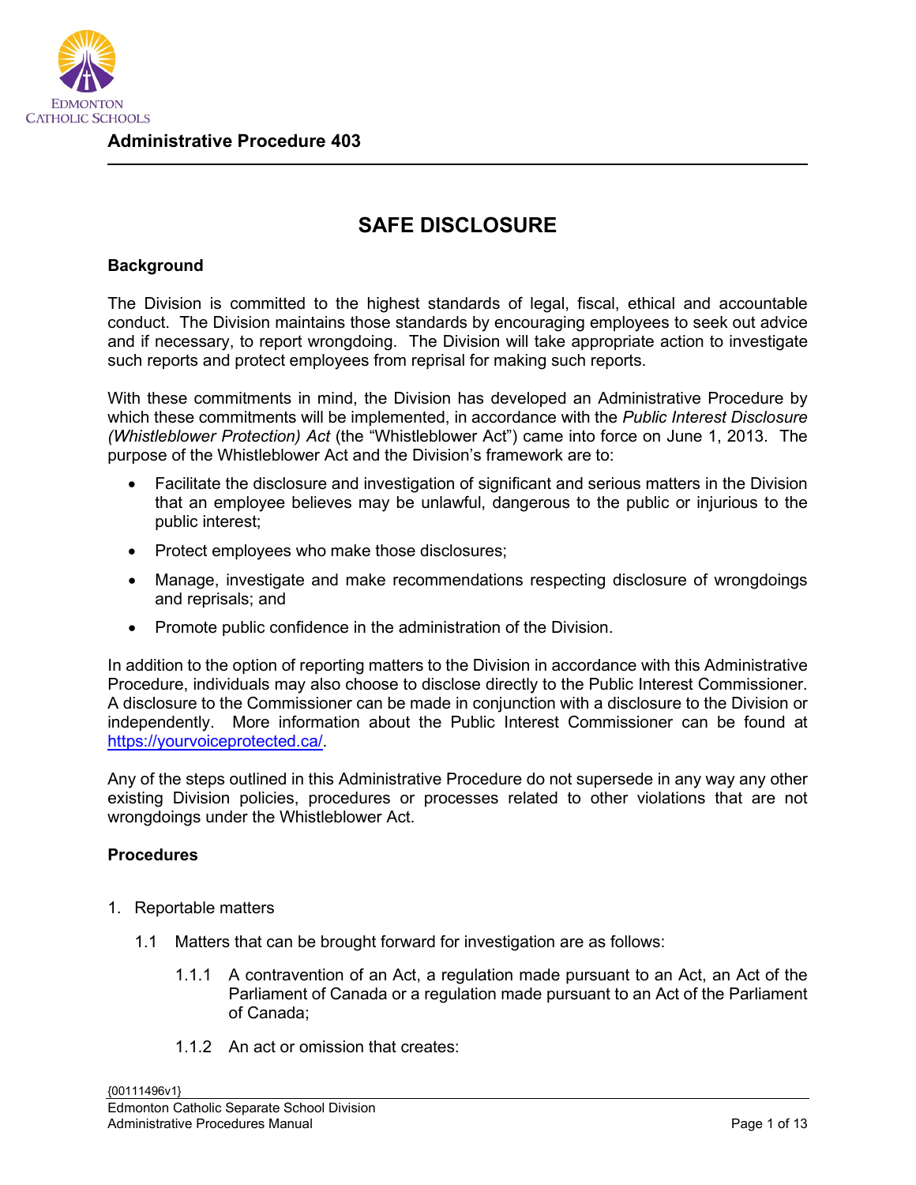**Administrative Procedure 403**

# SAFE DISCLOSURE

**Background**

The Division is committed to the highest standards of legal, fiscal, ethical and accountable conduct. The Division maintains those standards by encouraging employees to seek out advice and if necessary, to report wrongdoing. The Division will take appropriate action to investigate such reports and protect employees from reprisal for making such reports.

With these commitments in mind, the Division has developed an Administrative Procedure by which these commitments will be implemented, in accordance with the *Public Interest Disclosure (Whistleblower Protection) Act* (the "Whistleblower Act") came into force on June 1, 2013. The purpose of the Whistleblower Act and the Division's framework are to:

- Facilitate the disclosure and investigation of significant and serious matters in the Division that an employee believes may be unlawful, dangerous to the public or injurious to the public interest;
- Protect employees who make those disclosures;
- Manage, investigate and make recommendations respecting disclosure of wrongdoings and reprisals; and
- Promote public confidence in the administration of the Division.

In addition to the option of reporting matters to the Division in accordance with this Administrative Procedure, individuals may also choose to disclose directly to the Public Interest Commissioner. A disclosure to the Commissioner can be made in conjunction with a disclosure to the Division or independently. More information about the Public Interest Commissioner can be found at https://yourvoiceprotected.ca/.

Any of the steps outlined in this Administrative Procedure do not supersede in any way any other existing Division policies, procedures or processes related to other violations that are not wrongdoings under the Whistleblower Act.

**Procedures**

1. Reportable matters

   1.1 Matters that can be brought forward for investigation are as follows:

      1.1.1 A contravention of an Act, a regulation made pursuant to an Act, an Act of the Parliament of Canada or a regulation made pursuant to an Act of the Parliament of Canada;

      1.1.2 An act or omission that creates: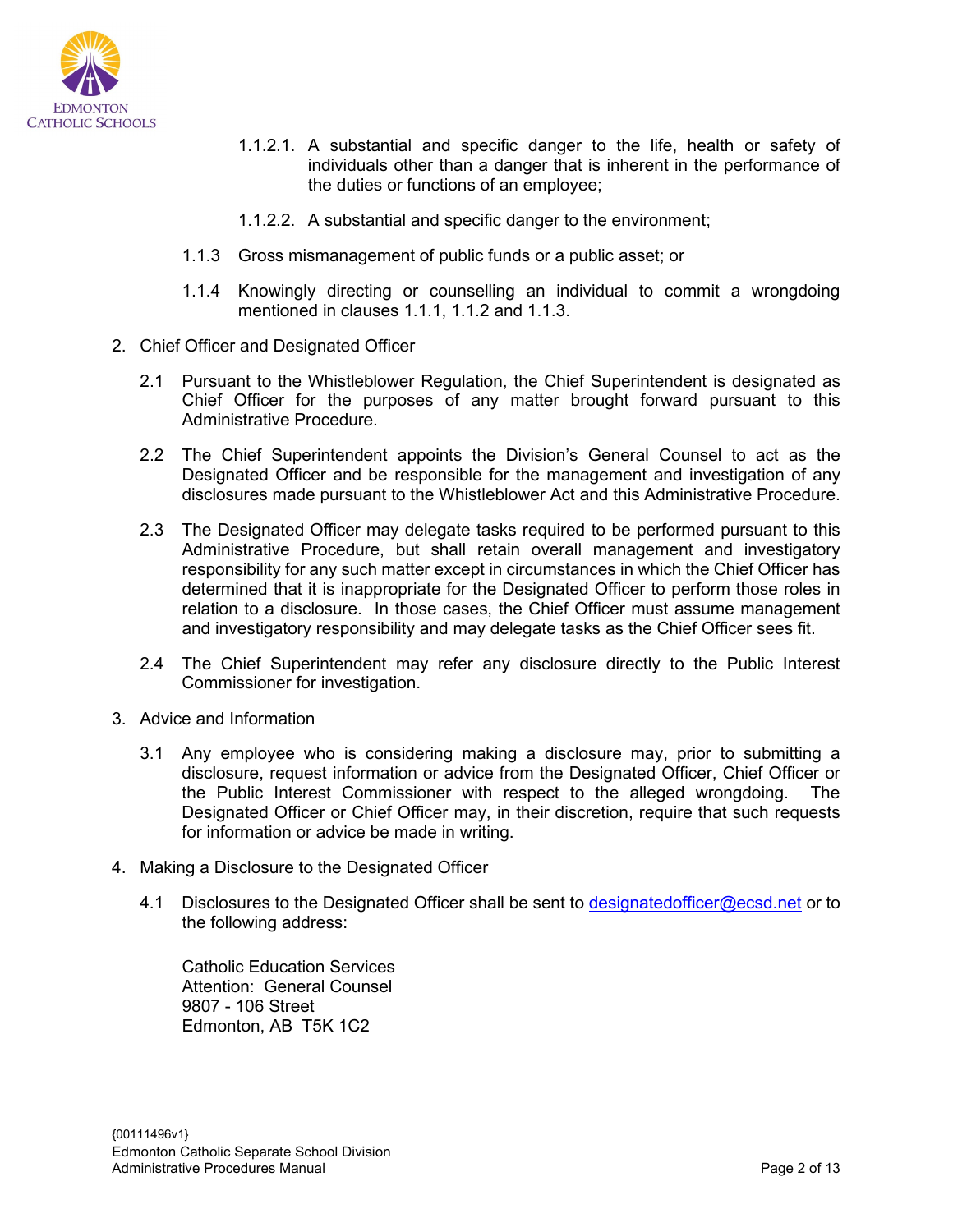1.1.2.1. A substantial and specific danger to the life, health or safety of individuals other than a danger that is inherent in the performance of the duties or functions of an employee;

1.1.2.2. A substantial and specific danger to the environment;

1.1.3 Gross mismanagement of public funds or a public asset; or

1.1.4 Knowingly directing or counselling an individual to commit a wrongdoing mentioned in clauses 1.1.1, 1.1.2 and 1.1.3.

2. Chief Officer and Designated Officer

2.1 Pursuant to the Whistleblower Regulation, the Chief Superintendent is designated as Chief Officer for the purposes of any matter brought forward pursuant to this Administrative Procedure.

2.2 The Chief Superintendent appoints the Division's General Counsel to act as the Designated Officer and be responsible for the management and investigation of any disclosures made pursuant to the Whistleblower Act and this Administrative Procedure.

2.3 The Designated Officer may delegate tasks required to be performed pursuant to this Administrative Procedure, but shall retain overall management and investigatory responsibility for any such matter except in circumstances in which the Chief Officer has determined that it is inappropriate for the Designated Officer to perform those roles in relation to a disclosure. In those cases, the Chief Officer must assume management and investigatory responsibility and may delegate tasks as the Chief Officer sees fit.

2.4 The Chief Superintendent may refer any disclosure directly to the Public Interest Commissioner for investigation.

3. Advice and Information

3.1 Any employee who is considering making a disclosure may, prior to submitting a disclosure, request information or advice from the Designated Officer, Chief Officer or the Public Interest Commissioner with respect to the alleged wrongdoing. The Designated Officer or Chief Officer may, in their discretion, require that such requests for information or advice be made in writing.

4. Making a Disclosure to the Designated Officer

4.1 Disclosures to the Designated Officer shall be sent to designatedofficer@ecsd.net or to the following address:

Catholic Education Services
Attention: General Counsel
9807 - 106 Street
Edmonton, AB T5K 1C2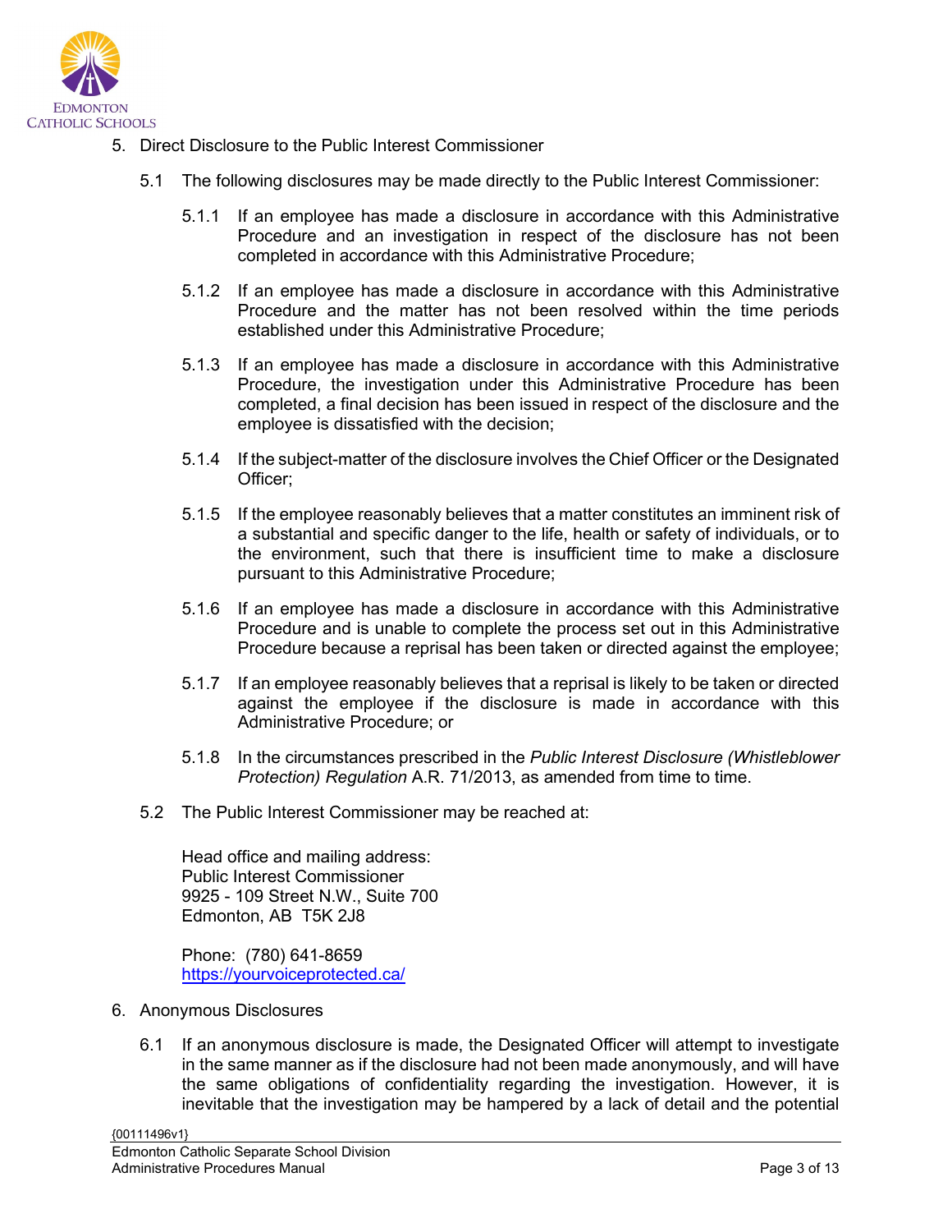5. Direct Disclosure to the Public Interest Commissioner

   5.1 The following disclosures may be made directly to the Public Interest Commissioner:

      5.1.1 If an employee has made a disclosure in accordance with this Administrative Procedure and an investigation in respect of the disclosure has not been completed in accordance with this Administrative Procedure;

      5.1.2 If an employee has made a disclosure in accordance with this Administrative Procedure and the matter has not been resolved within the time periods established under this Administrative Procedure;

      5.1.3 If an employee has made a disclosure in accordance with this Administrative Procedure, the investigation under this Administrative Procedure has been completed, a final decision has been issued in respect of the disclosure and the employee is dissatisfied with the decision;

      5.1.4 If the subject-matter of the disclosure involves the Chief Officer or the Designated Officer;

      5.1.5 If the employee reasonably believes that a matter constitutes an imminent risk of a substantial and specific danger to the life, health or safety of individuals, or to the environment, such that there is insufficient time to make a disclosure pursuant to this Administrative Procedure;

      5.1.6 If an employee has made a disclosure in accordance with this Administrative Procedure and is unable to complete the process set out in this Administrative Procedure because a reprisal has been taken or directed against the employee;

      5.1.7 If an employee reasonably believes that a reprisal is likely to be taken or directed against the employee if the disclosure is made in accordance with this Administrative Procedure; or

      5.1.8 In the circumstances prescribed in the *Public Interest Disclosure (Whistleblower Protection) Regulation* A.R. 71/2013, as amended from time to time.

   5.2 The Public Interest Commissioner may be reached at:

      Head office and mailing address:
      Public Interest Commissioner
      9925 - 109 Street N.W., Suite 700
      Edmonton, AB T5K 2J8

      Phone: (780) 641-8659
      https://yourvoiceprotected.ca/

6. Anonymous Disclosures

   6.1 If an anonymous disclosure is made, the Designated Officer will attempt to investigate in the same manner as if the disclosure had not been made anonymously, and will have the same obligations of confidentiality regarding the investigation. However, it is inevitable that the investigation may be hampered by a lack of detail and the potential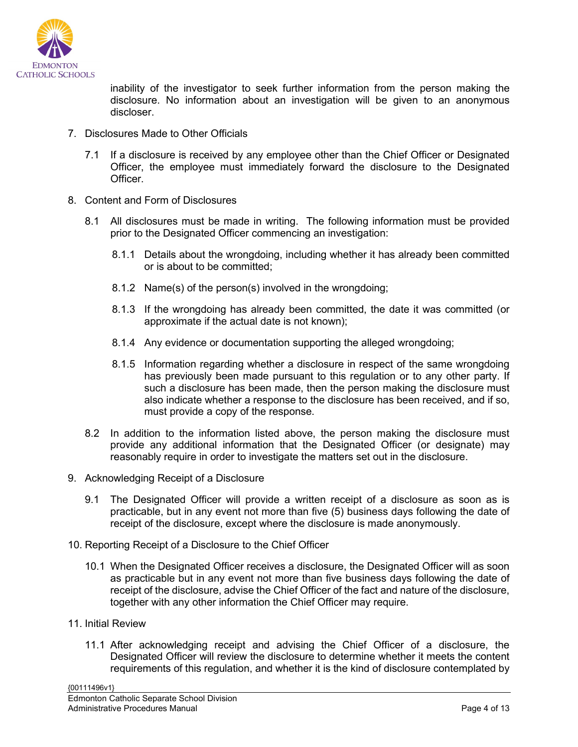inability of the investigator to seek further information from the person making the disclosure. No information about an investigation will be given to an anonymous discloser.

7. Disclosures Made to Other Officials

   7.1 If a disclosure is received by any employee other than the Chief Officer or Designated Officer, the employee must immediately forward the disclosure to the Designated Officer.

8. Content and Form of Disclosures

   8.1 All disclosures must be made in writing. The following information must be provided prior to the Designated Officer commencing an investigation:

      8.1.1 Details about the wrongdoing, including whether it has already been committed or is about to be committed;

      8.1.2 Name(s) of the person(s) involved in the wrongdoing;

      8.1.3 If the wrongdoing has already been committed, the date it was committed (or approximate if the actual date is not known);

      8.1.4 Any evidence or documentation supporting the alleged wrongdoing;

      8.1.5 Information regarding whether a disclosure in respect of the same wrongdoing has previously been made pursuant to this regulation or to any other party. If such a disclosure has been made, then the person making the disclosure must also indicate whether a response to the disclosure has been received, and if so, must provide a copy of the response.

   8.2 In addition to the information listed above, the person making the disclosure must provide any additional information that the Designated Officer (or designate) may reasonably require in order to investigate the matters set out in the disclosure.

9. Acknowledging Receipt of a Disclosure

   9.1 The Designated Officer will provide a written receipt of a disclosure as soon as is practicable, but in any event not more than five (5) business days following the date of receipt of the disclosure, except where the disclosure is made anonymously.

10. Reporting Receipt of a Disclosure to the Chief Officer

   10.1 When the Designated Officer receives a disclosure, the Designated Officer will as soon as practicable but in any event not more than five business days following the date of receipt of the disclosure, advise the Chief Officer of the fact and nature of the disclosure, together with any other information the Chief Officer may require.

11. Initial Review

   11.1 After acknowledging receipt and advising the Chief Officer of a disclosure, the Designated Officer will review the disclosure to determine whether it meets the content requirements of this regulation, and whether it is the kind of disclosure contemplated by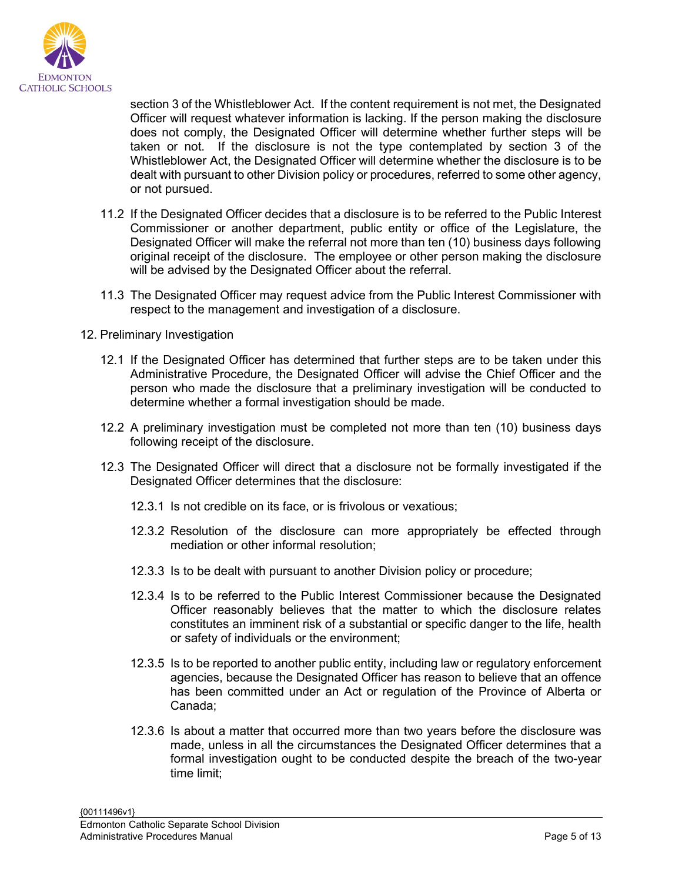section 3 of the Whistleblower Act. If the content requirement is not met, the Designated Officer will request whatever information is lacking. If the person making the disclosure does not comply, the Designated Officer will determine whether further steps will be taken or not. If the disclosure is not the type contemplated by section 3 of the Whistleblower Act, the Designated Officer will determine whether the disclosure is to be dealt with pursuant to other Division policy or procedures, referred to some other agency, or not pursued.

11.2 If the Designated Officer decides that a disclosure is to be referred to the Public Interest Commissioner or another department, public entity or office of the Legislature, the Designated Officer will make the referral not more than ten (10) business days following original receipt of the disclosure. The employee or other person making the disclosure will be advised by the Designated Officer about the referral.

11.3 The Designated Officer may request advice from the Public Interest Commissioner with respect to the management and investigation of a disclosure.

12. Preliminary Investigation

12.1 If the Designated Officer has determined that further steps are to be taken under this Administrative Procedure, the Designated Officer will advise the Chief Officer and the person who made the disclosure that a preliminary investigation will be conducted to determine whether a formal investigation should be made.

12.2 A preliminary investigation must be completed not more than ten (10) business days following receipt of the disclosure.

12.3 The Designated Officer will direct that a disclosure not be formally investigated if the Designated Officer determines that the disclosure:

12.3.1 Is not credible on its face, or is frivolous or vexatious;

12.3.2 Resolution of the disclosure can more appropriately be effected through mediation or other informal resolution;

12.3.3 Is to be dealt with pursuant to another Division policy or procedure;

12.3.4 Is to be referred to the Public Interest Commissioner because the Designated Officer reasonably believes that the matter to which the disclosure relates constitutes an imminent risk of a substantial or specific danger to the life, health or safety of individuals or the environment;

12.3.5 Is to be reported to another public entity, including law or regulatory enforcement agencies, because the Designated Officer has reason to believe that an offence has been committed under an Act or regulation of the Province of Alberta or Canada;

12.3.6 Is about a matter that occurred more than two years before the disclosure was made, unless in all the circumstances the Designated Officer determines that a formal investigation ought to be conducted despite the breach of the two-year time limit;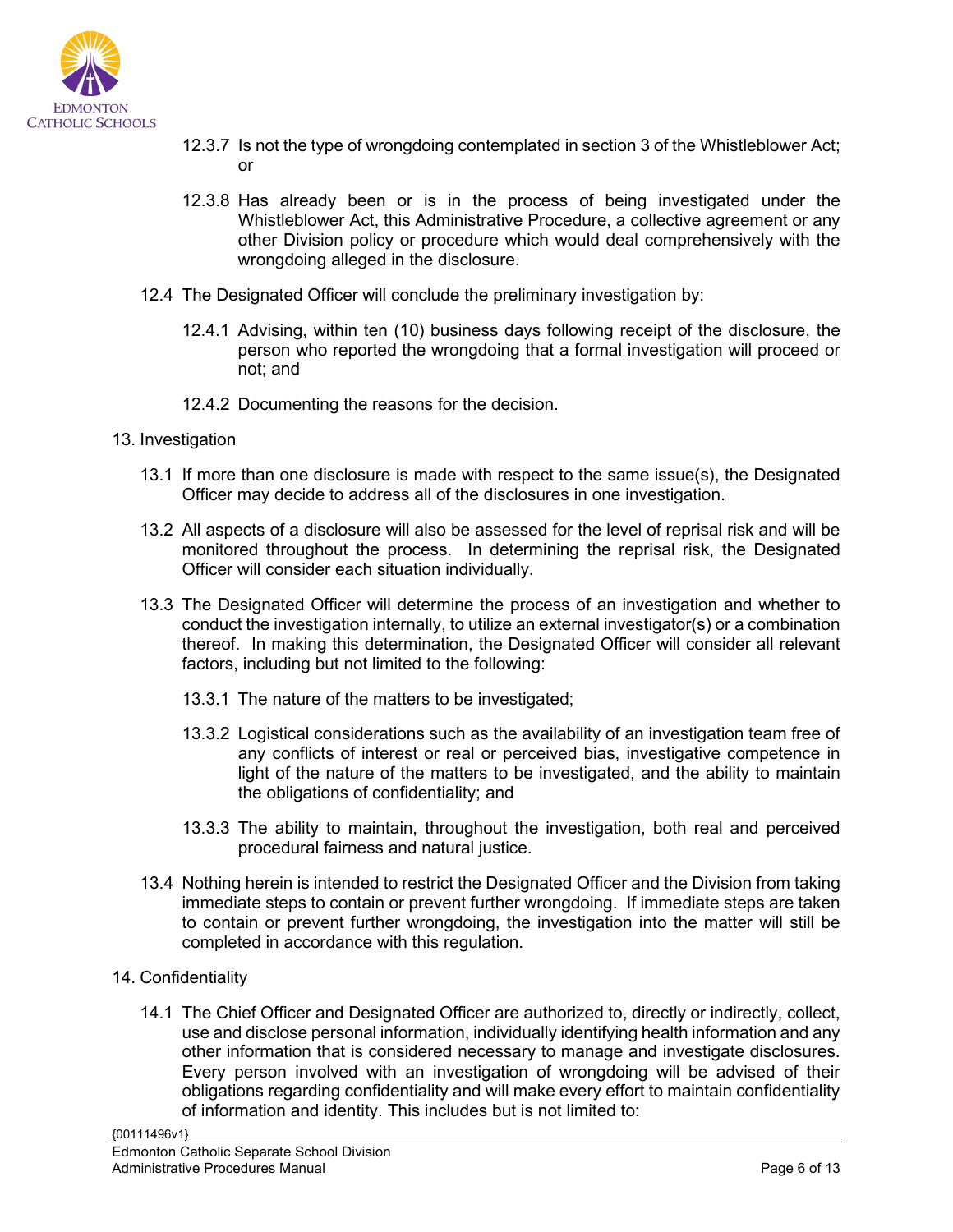12.3.7 Is not the type of wrongdoing contemplated in section 3 of the Whistleblower Act; or

12.3.8 Has already been or is in the process of being investigated under the Whistleblower Act, this Administrative Procedure, a collective agreement or any other Division policy or procedure which would deal comprehensively with the wrongdoing alleged in the disclosure.

12.4 The Designated Officer will conclude the preliminary investigation by:

12.4.1 Advising, within ten (10) business days following receipt of the disclosure, the person who reported the wrongdoing that a formal investigation will proceed or not; and

12.4.2 Documenting the reasons for the decision.

13. Investigation

13.1 If more than one disclosure is made with respect to the same issue(s), the Designated Officer may decide to address all of the disclosures in one investigation.

13.2 All aspects of a disclosure will also be assessed for the level of reprisal risk and will be monitored throughout the process. In determining the reprisal risk, the Designated Officer will consider each situation individually.

13.3 The Designated Officer will determine the process of an investigation and whether to conduct the investigation internally, to utilize an external investigator(s) or a combination thereof. In making this determination, the Designated Officer will consider all relevant factors, including but not limited to the following:

13.3.1 The nature of the matters to be investigated;

13.3.2 Logistical considerations such as the availability of an investigation team free of any conflicts of interest or real or perceived bias, investigative competence in light of the nature of the matters to be investigated, and the ability to maintain the obligations of confidentiality; and

13.3.3 The ability to maintain, throughout the investigation, both real and perceived procedural fairness and natural justice.

13.4 Nothing herein is intended to restrict the Designated Officer and the Division from taking immediate steps to contain or prevent further wrongdoing. If immediate steps are taken to contain or prevent further wrongdoing, the investigation into the matter will still be completed in accordance with this regulation.

14. Confidentiality

14.1 The Chief Officer and Designated Officer are authorized to, directly or indirectly, collect, use and disclose personal information, individually identifying health information and any other information that is considered necessary to manage and investigate disclosures. Every person involved with an investigation of wrongdoing will be advised of their obligations regarding confidentiality and will make every effort to maintain confidentiality of information and identity. This includes but is not limited to: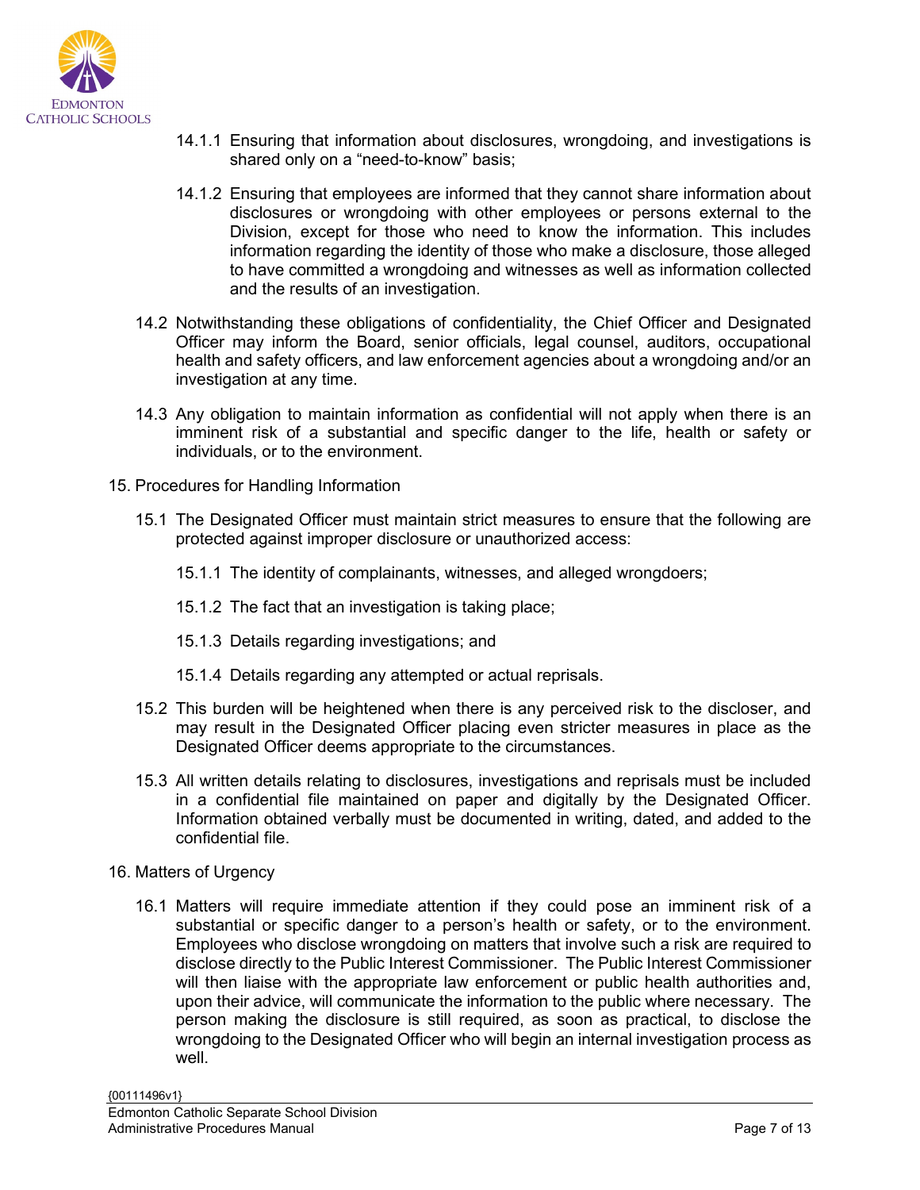14.1.1 Ensuring that information about disclosures, wrongdoing, and investigations is shared only on a "need-to-know" basis;

14.1.2 Ensuring that employees are informed that they cannot share information about disclosures or wrongdoing with other employees or persons external to the Division, except for those who need to know the information. This includes information regarding the identity of those who make a disclosure, those alleged to have committed a wrongdoing and witnesses as well as information collected and the results of an investigation.

14.2 Notwithstanding these obligations of confidentiality, the Chief Officer and Designated Officer may inform the Board, senior officials, legal counsel, auditors, occupational health and safety officers, and law enforcement agencies about a wrongdoing and/or an investigation at any time.

14.3 Any obligation to maintain information as confidential will not apply when there is an imminent risk of a substantial and specific danger to the life, health or safety or individuals, or to the environment.

15. Procedures for Handling Information

15.1 The Designated Officer must maintain strict measures to ensure that the following are protected against improper disclosure or unauthorized access:

15.1.1 The identity of complainants, witnesses, and alleged wrongdoers;

15.1.2 The fact that an investigation is taking place;

15.1.3 Details regarding investigations; and

15.1.4 Details regarding any attempted or actual reprisals.

15.2 This burden will be heightened when there is any perceived risk to the discloser, and may result in the Designated Officer placing even stricter measures in place as the Designated Officer deems appropriate to the circumstances.

15.3 All written details relating to disclosures, investigations and reprisals must be included in a confidential file maintained on paper and digitally by the Designated Officer. Information obtained verbally must be documented in writing, dated, and added to the confidential file.

16. Matters of Urgency

16.1 Matters will require immediate attention if they could pose an imminent risk of a substantial or specific danger to a person's health or safety, or to the environment. Employees who disclose wrongdoing on matters that involve such a risk are required to disclose directly to the Public Interest Commissioner. The Public Interest Commissioner will then liaise with the appropriate law enforcement or public health authorities and, upon their advice, will communicate the information to the public where necessary. The person making the disclosure is still required, as soon as practical, to disclose the wrongdoing to the Designated Officer who will begin an internal investigation process as well.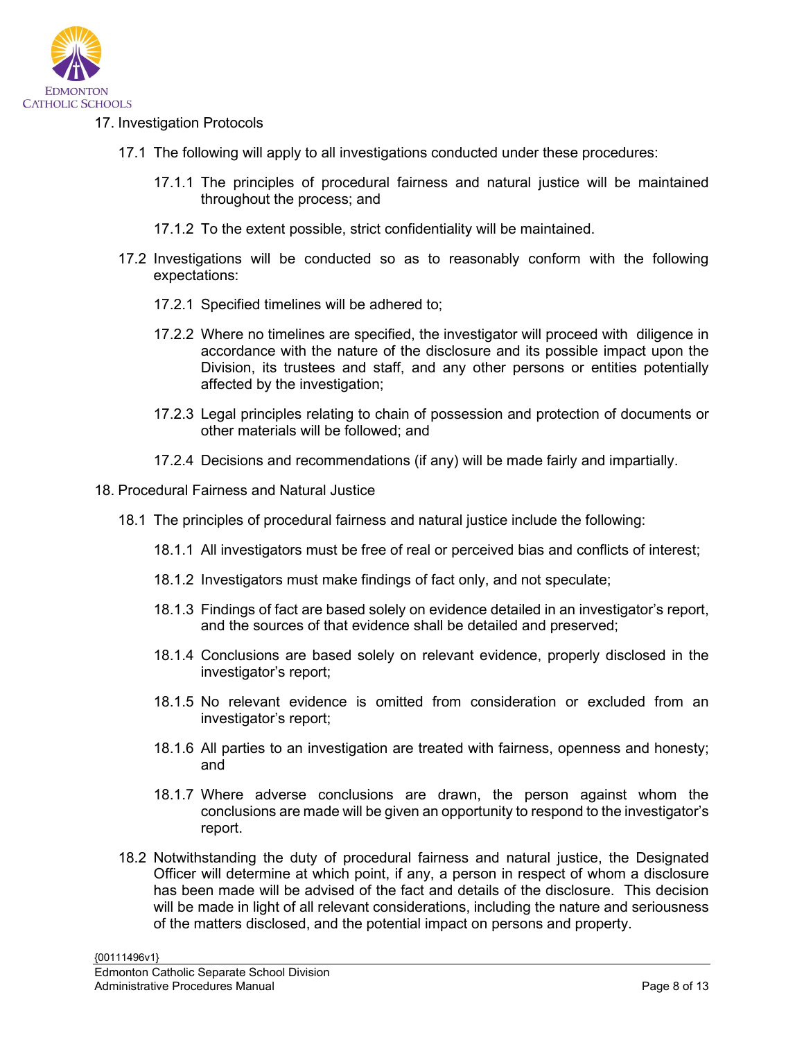## 17. Investigation Protocols

17.1 The following will apply to all investigations conducted under these procedures:

17.1.1 The principles of procedural fairness and natural justice will be maintained throughout the process; and

17.1.2 To the extent possible, strict confidentiality will be maintained.

17.2 Investigations will be conducted so as to reasonably conform with the following expectations:

17.2.1 Specified timelines will be adhered to;

17.2.2 Where no timelines are specified, the investigator will proceed with diligence in accordance with the nature of the disclosure and its possible impact upon the Division, its trustees and staff, and any other persons or entities potentially affected by the investigation;

17.2.3 Legal principles relating to chain of possession and protection of documents or other materials will be followed; and

17.2.4 Decisions and recommendations (if any) will be made fairly and impartially.

## 18. Procedural Fairness and Natural Justice

18.1 The principles of procedural fairness and natural justice include the following:

18.1.1 All investigators must be free of real or perceived bias and conflicts of interest;

18.1.2 Investigators must make findings of fact only, and not speculate;

18.1.3 Findings of fact are based solely on evidence detailed in an investigator's report, and the sources of that evidence shall be detailed and preserved;

18.1.4 Conclusions are based solely on relevant evidence, properly disclosed in the investigator's report;

18.1.5 No relevant evidence is omitted from consideration or excluded from an investigator's report;

18.1.6 All parties to an investigation are treated with fairness, openness and honesty; and

18.1.7 Where adverse conclusions are drawn, the person against whom the conclusions are made will be given an opportunity to respond to the investigator's report.

18.2 Notwithstanding the duty of procedural fairness and natural justice, the Designated Officer will determine at which point, if any, a person in respect of whom a disclosure has been made will be advised of the fact and details of the disclosure. This decision will be made in light of all relevant considerations, including the nature and seriousness of the matters disclosed, and the potential impact on persons and property.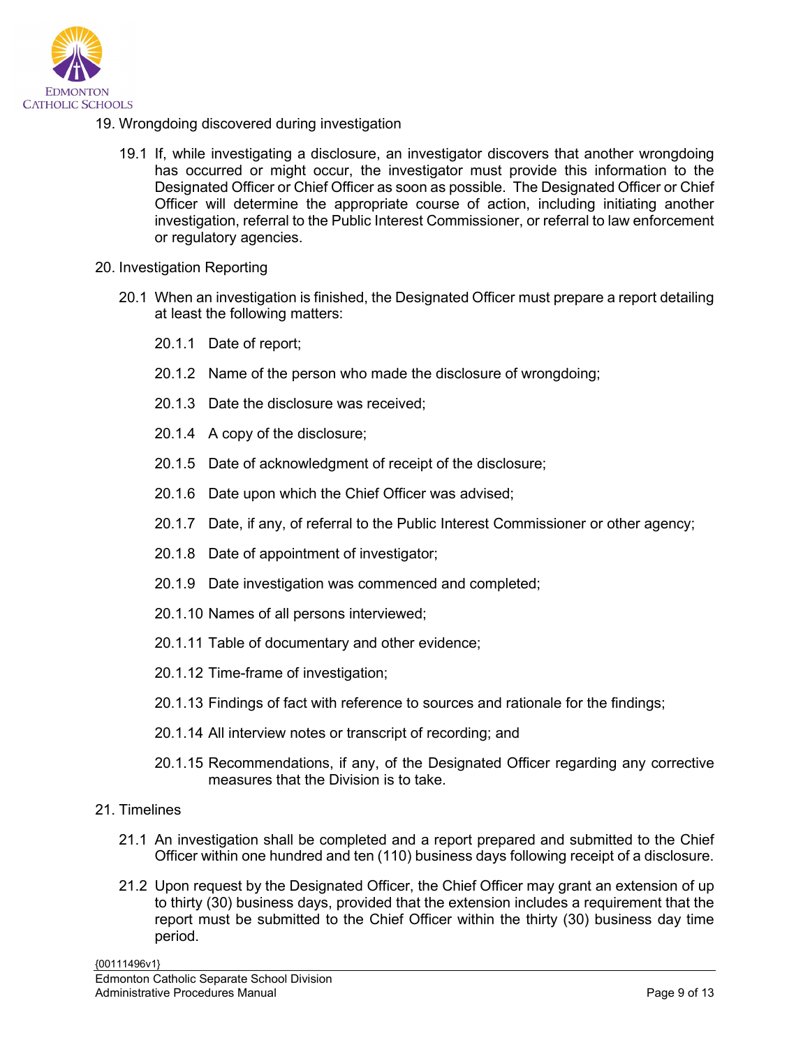19. Wrongdoing discovered during investigation

    19.1 If, while investigating a disclosure, an investigator discovers that another wrongdoing has occurred or might occur, the investigator must provide this information to the Designated Officer or Chief Officer as soon as possible. The Designated Officer or Chief Officer will determine the appropriate course of action, including initiating another investigation, referral to the Public Interest Commissioner, or referral to law enforcement or regulatory agencies.

20. Investigation Reporting

    20.1 When an investigation is finished, the Designated Officer must prepare a report detailing at least the following matters:

        20.1.1 Date of report;

        20.1.2 Name of the person who made the disclosure of wrongdoing;

        20.1.3 Date the disclosure was received;

        20.1.4 A copy of the disclosure;

        20.1.5 Date of acknowledgment of receipt of the disclosure;

        20.1.6 Date upon which the Chief Officer was advised;

        20.1.7 Date, if any, of referral to the Public Interest Commissioner or other agency;

        20.1.8 Date of appointment of investigator;

        20.1.9 Date investigation was commenced and completed;

        20.1.10 Names of all persons interviewed;

        20.1.11 Table of documentary and other evidence;

        20.1.12 Time-frame of investigation;

        20.1.13 Findings of fact with reference to sources and rationale for the findings;

        20.1.14 All interview notes or transcript of recording; and

        20.1.15 Recommendations, if any, of the Designated Officer regarding any corrective measures that the Division is to take.

21. Timelines

    21.1 An investigation shall be completed and a report prepared and submitted to the Chief Officer within one hundred and ten (110) business days following receipt of a disclosure.

    21.2 Upon request by the Designated Officer, the Chief Officer may grant an extension of up to thirty (30) business days, provided that the extension includes a requirement that the report must be submitted to the Chief Officer within the thirty (30) business day time period.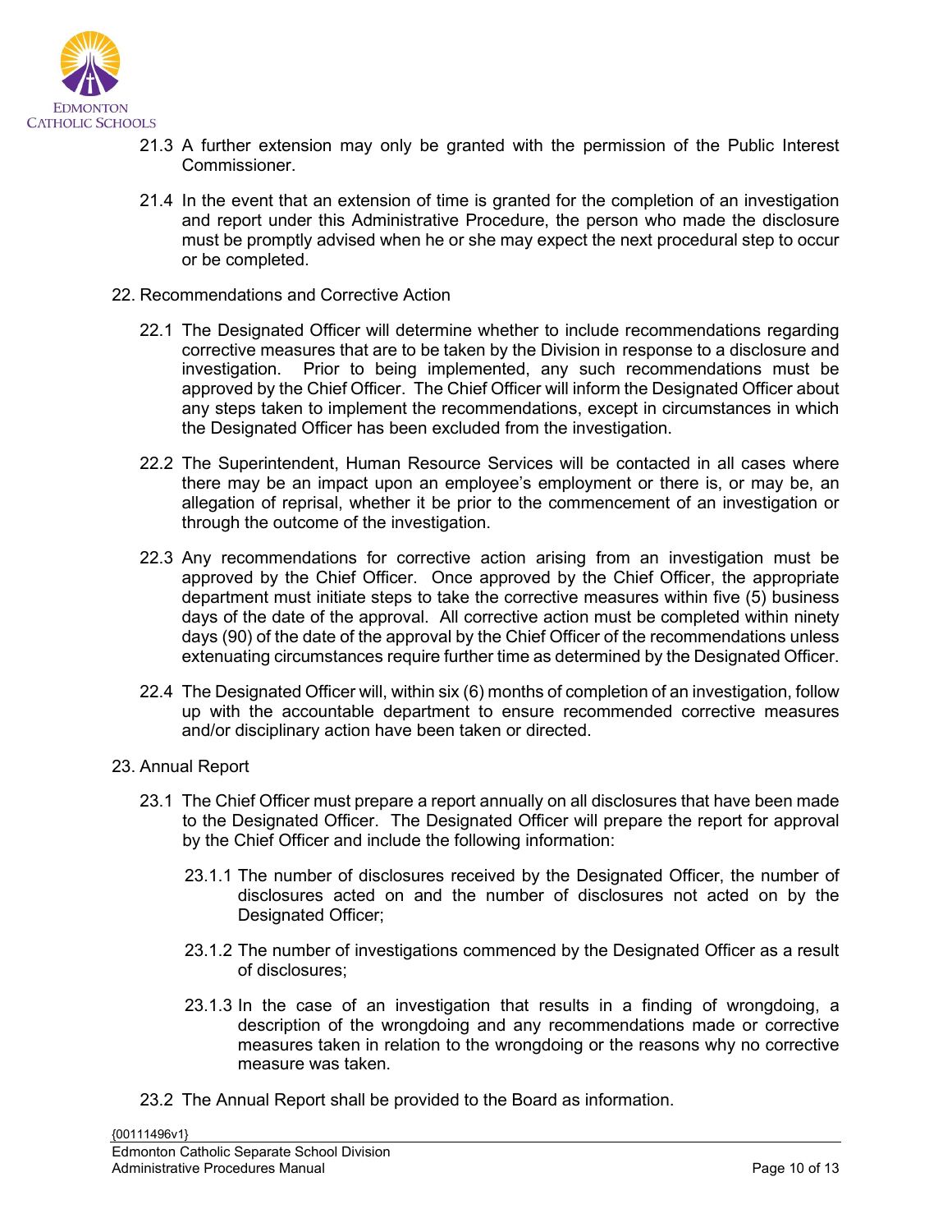21.3 A further extension may only be granted with the permission of the Public Interest Commissioner.

21.4 In the event that an extension of time is granted for the completion of an investigation and report under this Administrative Procedure, the person who made the disclosure must be promptly advised when he or she may expect the next procedural step to occur or be completed.

22. Recommendations and Corrective Action

22.1 The Designated Officer will determine whether to include recommendations regarding corrective measures that are to be taken by the Division in response to a disclosure and investigation. Prior to being implemented, any such recommendations must be approved by the Chief Officer. The Chief Officer will inform the Designated Officer about any steps taken to implement the recommendations, except in circumstances in which the Designated Officer has been excluded from the investigation.

22.2 The Superintendent, Human Resource Services will be contacted in all cases where there may be an impact upon an employee's employment or there is, or may be, an allegation of reprisal, whether it be prior to the commencement of an investigation or through the outcome of the investigation.

22.3 Any recommendations for corrective action arising from an investigation must be approved by the Chief Officer. Once approved by the Chief Officer, the appropriate department must initiate steps to take the corrective measures within five (5) business days of the date of the approval. All corrective action must be completed within ninety days (90) of the date of the approval by the Chief Officer of the recommendations unless extenuating circumstances require further time as determined by the Designated Officer.

22.4 The Designated Officer will, within six (6) months of completion of an investigation, follow up with the accountable department to ensure recommended corrective measures and/or disciplinary action have been taken or directed.

23. Annual Report

23.1 The Chief Officer must prepare a report annually on all disclosures that have been made to the Designated Officer. The Designated Officer will prepare the report for approval by the Chief Officer and include the following information:

23.1.1 The number of disclosures received by the Designated Officer, the number of disclosures acted on and the number of disclosures not acted on by the Designated Officer;

23.1.2 The number of investigations commenced by the Designated Officer as a result of disclosures;

23.1.3 In the case of an investigation that results in a finding of wrongdoing, a description of the wrongdoing and any recommendations made or corrective measures taken in relation to the wrongdoing or the reasons why no corrective measure was taken.

23.2 The Annual Report shall be provided to the Board as information.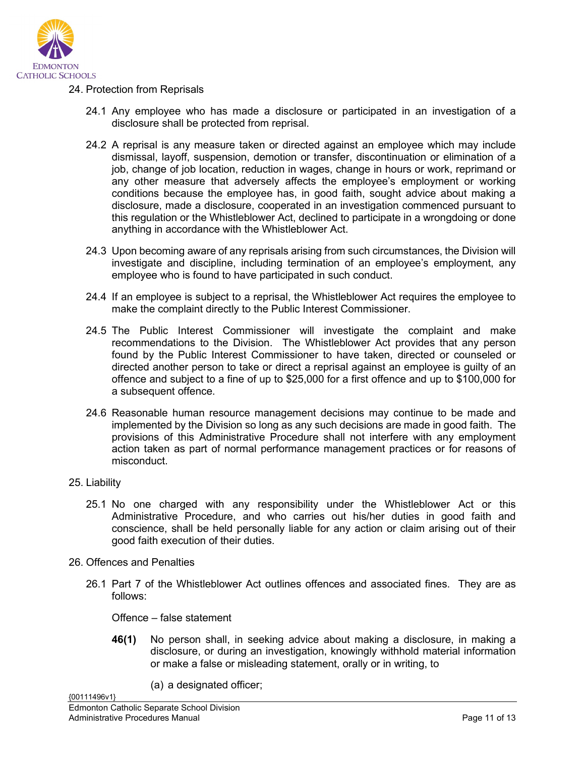24. Protection from Reprisals

24.1 Any employee who has made a disclosure or participated in an investigation of a disclosure shall be protected from reprisal.

24.2 A reprisal is any measure taken or directed against an employee which may include dismissal, layoff, suspension, demotion or transfer, discontinuation or elimination of a job, change of job location, reduction in wages, change in hours or work, reprimand or any other measure that adversely affects the employee's employment or working conditions because the employee has, in good faith, sought advice about making a disclosure, made a disclosure, cooperated in an investigation commenced pursuant to this regulation or the Whistleblower Act, declined to participate in a wrongdoing or done anything in accordance with the Whistleblower Act.

24.3 Upon becoming aware of any reprisals arising from such circumstances, the Division will investigate and discipline, including termination of an employee's employment, any employee who is found to have participated in such conduct.

24.4 If an employee is subject to a reprisal, the Whistleblower Act requires the employee to make the complaint directly to the Public Interest Commissioner.

24.5 The Public Interest Commissioner will investigate the complaint and make recommendations to the Division. The Whistleblower Act provides that any person found by the Public Interest Commissioner to have taken, directed or counseled or directed another person to take or direct a reprisal against an employee is guilty of an offence and subject to a fine of up to $25,000 for a first offence and up to $100,000 for a subsequent offence.

24.6 Reasonable human resource management decisions may continue to be made and implemented by the Division so long as any such decisions are made in good faith. The provisions of this Administrative Procedure shall not interfere with any employment action taken as part of normal performance management practices or for reasons of misconduct.

25. Liability

25.1 No one charged with any responsibility under the Whistleblower Act or this Administrative Procedure, and who carries out his/her duties in good faith and conscience, shall be held personally liable for any action or claim arising out of their good faith execution of their duties.

26. Offences and Penalties

26.1 Part 7 of the Whistleblower Act outlines offences and associated fines. They are as follows:

Offence – false statement

**46(1)** No person shall, in seeking advice about making a disclosure, in making a disclosure, or during an investigation, knowingly withhold material information or make a false or misleading statement, orally or in writing, to

(a) a designated officer;

{00111496v1}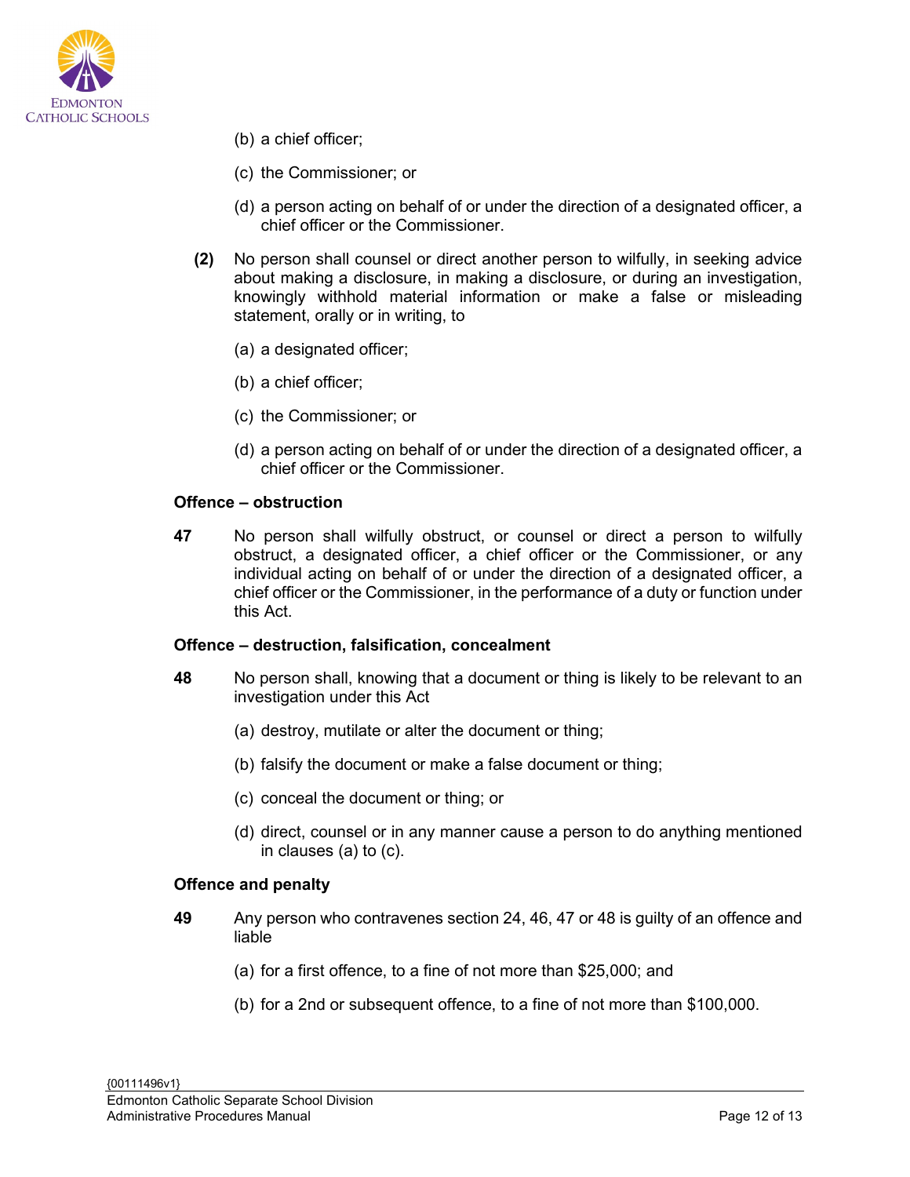(b) a chief officer;

(c) the Commissioner; or

(d) a person acting on behalf of or under the direction of a designated officer, a chief officer or the Commissioner.

**(2)** No person shall counsel or direct another person to wilfully, in seeking advice about making a disclosure, in making a disclosure, or during an investigation, knowingly withhold material information or make a false or misleading statement, orally or in writing, to

(a) a designated officer;

(b) a chief officer;

(c) the Commissioner; or

(d) a person acting on behalf of or under the direction of a designated officer, a chief officer or the Commissioner.

**Offence – obstruction**

**47** No person shall wilfully obstruct, or counsel or direct a person to wilfully obstruct, a designated officer, a chief officer or the Commissioner, or any individual acting on behalf of or under the direction of a designated officer, a chief officer or the Commissioner, in the performance of a duty or function under this Act.

**Offence – destruction, falsification, concealment**

**48** No person shall, knowing that a document or thing is likely to be relevant to an investigation under this Act

(a) destroy, mutilate or alter the document or thing;

(b) falsify the document or make a false document or thing;

(c) conceal the document or thing; or

(d) direct, counsel or in any manner cause a person to do anything mentioned in clauses (a) to (c).

**Offence and penalty**

**49** Any person who contravenes section 24, 46, 47 or 48 is guilty of an offence and liable

(a) for a first offence, to a fine of not more than $25,000; and

(b) for a 2nd or subsequent offence, to a fine of not more than $100,000.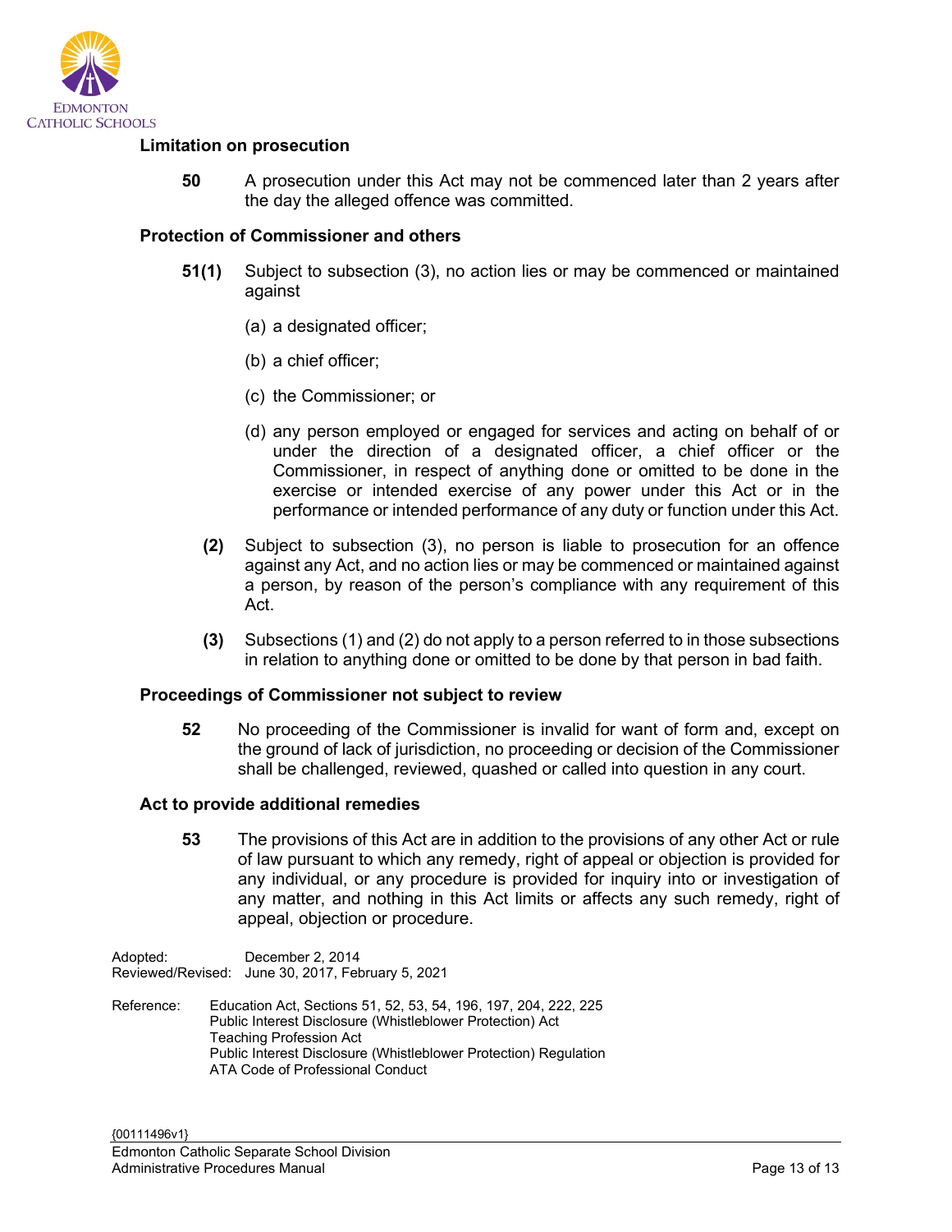### Limitation on prosecution

**50** A prosecution under this Act may not be commenced later than 2 years after the day the alleged offence was committed.

### Protection of Commissioner and others

**51(1)** Subject to subsection (3), no action lies or may be commenced or maintained against

(a) a designated officer;

(b) a chief officer;

(c) the Commissioner; or

(d) any person employed or engaged for services and acting on behalf of or under the direction of a designated officer, a chief officer or the Commissioner, in respect of anything done or omitted to be done in the exercise or intended exercise of any power under this Act or in the performance or intended performance of any duty or function under this Act.

**(2)** Subject to subsection (3), no person is liable to prosecution for an offence against any Act, and no action lies or may be commenced or maintained against a person, by reason of the person's compliance with any requirement of this Act.

**(3)** Subsections (1) and (2) do not apply to a person referred to in those subsections in relation to anything done or omitted to be done by that person in bad faith.

### Proceedings of Commissioner not subject to review

**52** No proceeding of the Commissioner is invalid for want of form and, except on the ground of lack of jurisdiction, no proceeding or decision of the Commissioner shall be challenged, reviewed, quashed or called into question in any court.

### Act to provide additional remedies

**53** The provisions of this Act are in addition to the provisions of any other Act or rule of law pursuant to which any remedy, right of appeal or objection is provided for any individual, or any procedure is provided for inquiry into or investigation of any matter, and nothing in this Act limits or affects any such remedy, right of appeal, objection or procedure.

Adopted: December 2, 2014
Reviewed/Revised: June 30, 2017, February 5, 2021

Reference: Education Act, Sections 51, 52, 53, 54, 196, 197, 204, 222, 225
Public Interest Disclosure (Whistleblower Protection) Act
Teaching Profession Act
Public Interest Disclosure (Whistleblower Protection) Regulation
ATA Code of Professional Conduct

{00111496v1}